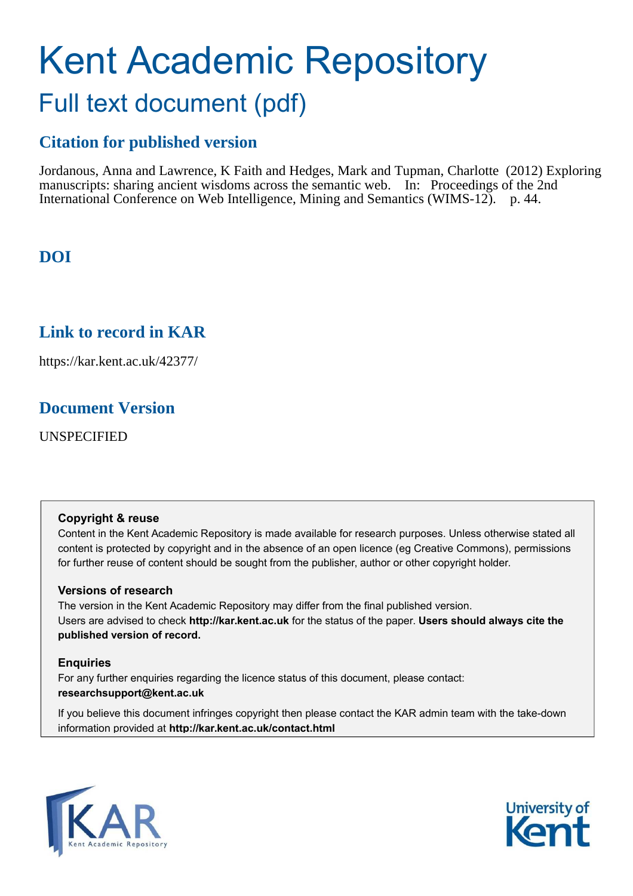# Kent Academic Repository

## Full text document (pdf)

## Citation for published version

Jordanous, Anna and Lawrence, K Faith and Hedges, Mark and Tupman, Charlotte (2012) Exploring manuscripts: sharing ancient wisdoms across the semantic web. In: Proceedings of the 2nd International Conference on Web Intelligence, Mining and Semantics (WIMS-12). p. 44.

## DOI

## Link to record in KAR

https://kar.kent.ac.uk/42377/

## Document Version

UNSPECIFIED

### Copyright & reuse

Content in the Kent Academic Repository is made available for research purposes. Unless otherwise stated all content is protected by copyright and in the absence of an open licence (eg Creative Commons), permissions for further reuse of content should be sought from the publisher, author or other copyright holder.

### Versions of research

The version in the Kent Academic Repository may differ from the final published version. Users are advised to check **http://kar.kent.ac.uk** for the status of the paper. **Users should always cite the published version of record.**

### Enquiries

For any further enquiries regarding the licence status of this document, please contact: **researchsupport@kent.ac.uk**

If you believe this document infringes copyright then please contact the KAR admin team with the take-down information provided at **http://kar.kent.ac.uk/contact.html**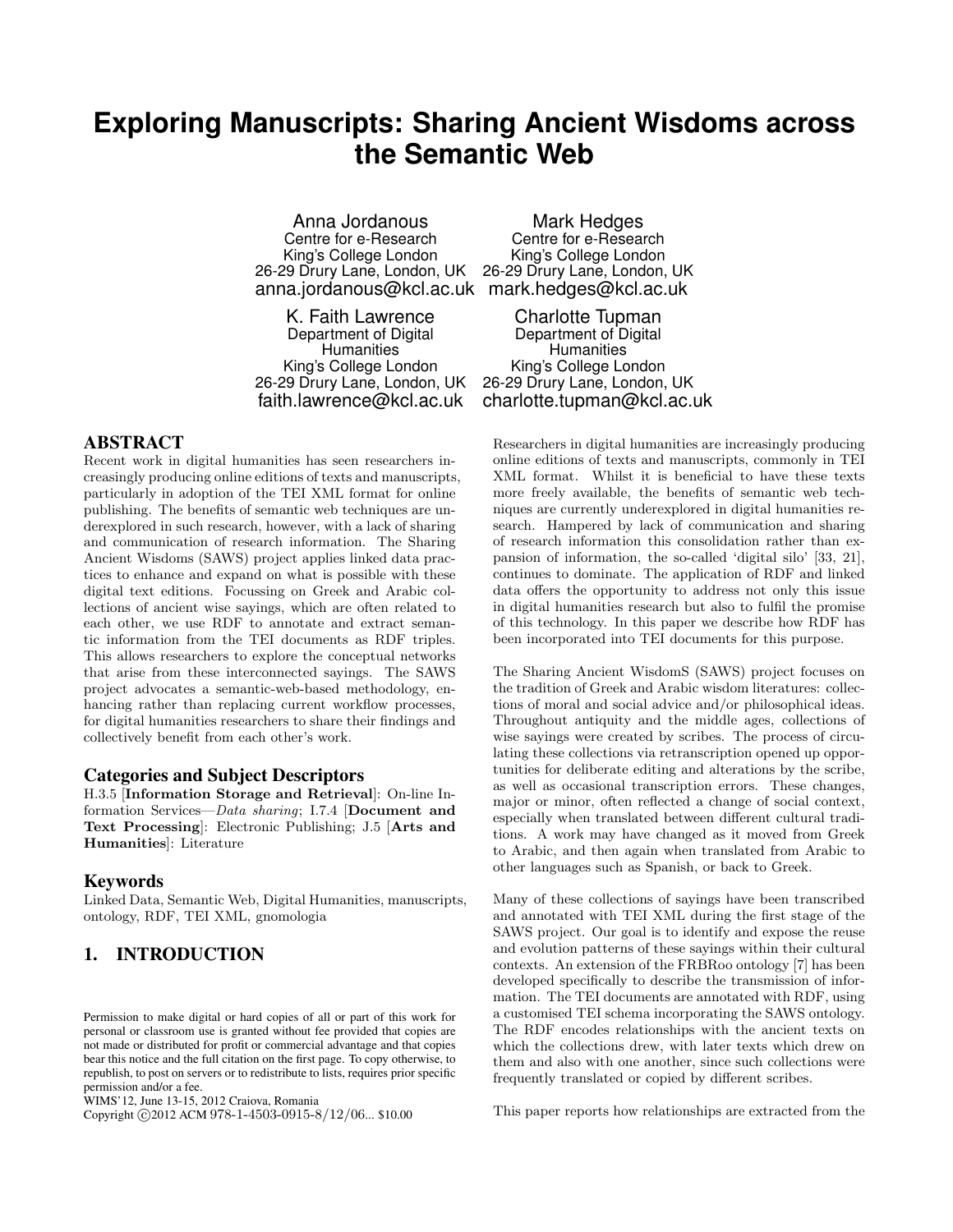# Exploring Manuscripts: Sharing Ancient Wisdoms across the Semantic Web

Anna Jordanous
Centre for e-Research
King's College London
26-29 Drury Lane, London, UK
anna.jordanous@kcl.ac.uk

Mark Hedges
Centre for e-Research
King's College London
26-29 Drury Lane, London, UK
mark.hedges@kcl.ac.uk

K. Faith Lawrence
Department of Digital Humanities
King's College London
26-29 Drury Lane, London, UK
faith.lawrence@kcl.ac.uk

Charlotte Tupman
Department of Digital Humanities
King's College London
26-29 Drury Lane, London, UK
charlotte.tupman@kcl.ac.uk

## ABSTRACT

Recent work in digital humanities has seen researchers increasingly producing online editions of texts and manuscripts, particularly in adoption of the TEI XML format for online publishing. The benefits of semantic web techniques are underexplored in such research, however, with a lack of sharing and communication of research information. The Sharing Ancient Wisdoms (SAWS) project applies linked data practices to enhance and expand on what is possible with these digital text editions. Focussing on Greek and Arabic collections of ancient wise sayings, which are often related to each other, we use RDF to annotate and extract semantic information from the TEI documents as RDF triples. This allows researchers to explore the conceptual networks that arise from these interconnected sayings. The SAWS project advocates a semantic-web-based methodology, enhancing rather than replacing current workflow processes, for digital humanities researchers to share their findings and collectively benefit from each other's work.

### Categories and Subject Descriptors

H.3.5 [**Information Storage and Retrieval**]: On-line Information Services—*Data sharing*; I.7.4 [**Document and Text Processing**]: Electronic Publishing; J.5 [**Arts and Humanities**]: Literature

### Keywords

Linked Data, Semantic Web, Digital Humanities, manuscripts, ontology, RDF, TEI XML, gnomologia

## 1. INTRODUCTION

Researchers in digital humanities are increasingly producing online editions of texts and manuscripts, commonly in TEI XML format. Whilst it is beneficial to have these texts more freely available, the benefits of semantic web techniques are currently underexplored in digital humanities research. Hampered by lack of communication and sharing of research information this consolidation rather than expansion of information, the so-called 'digital silo' [33, 21], continues to dominate. The application of RDF and linked data offers the opportunity to address not only this issue in digital humanities research but also to fulfil the promise of this technology. In this paper we describe how RDF has been incorporated into TEI documents for this purpose.

The Sharing Ancient WisdomS (SAWS) project focuses on the tradition of Greek and Arabic wisdom literatures: collections of moral and social advice and/or philosophical ideas. Throughout antiquity and the middle ages, collections of wise sayings were created by scribes. The process of circulating these collections via retranscription opened up opportunities for deliberate editing and alterations by the scribe, as well as occasional transcription errors. These changes, major or minor, often reflected a change of social context, especially when translated between different cultural traditions. A work may have changed as it moved from Greek to Arabic, and then again when translated from Arabic to other languages such as Spanish, or back to Greek.

Many of these collections of sayings have been transcribed and annotated with TEI XML during the first stage of the SAWS project. Our goal is to identify and expose the reuse and evolution patterns of these sayings within their cultural contexts. An extension of the FRBRoo ontology [7] has been developed specifically to describe the transmission of information. The TEI documents are annotated with RDF, using a customised TEI schema incorporating the SAWS ontology. The RDF encodes relationships with the ancient texts on which the collections drew, with later texts which drew on them and also with one another, since such collections were frequently translated or copied by different scribes.

This paper reports how relationships are extracted from the

Permission to make digital or hard copies of all or part of this work for personal or classroom use is granted without fee provided that copies are not made or distributed for profit or commercial advantage and that copies bear this notice and the full citation on the first page. To copy otherwise, to republish, to post on servers or to redistribute to lists, requires prior specific permission and/or a fee.
WIMS'12, June 13-15, 2012 Craiova, Romania
Copyright ©2012 ACM 978-1-4503-0915-8/12/06... $10.00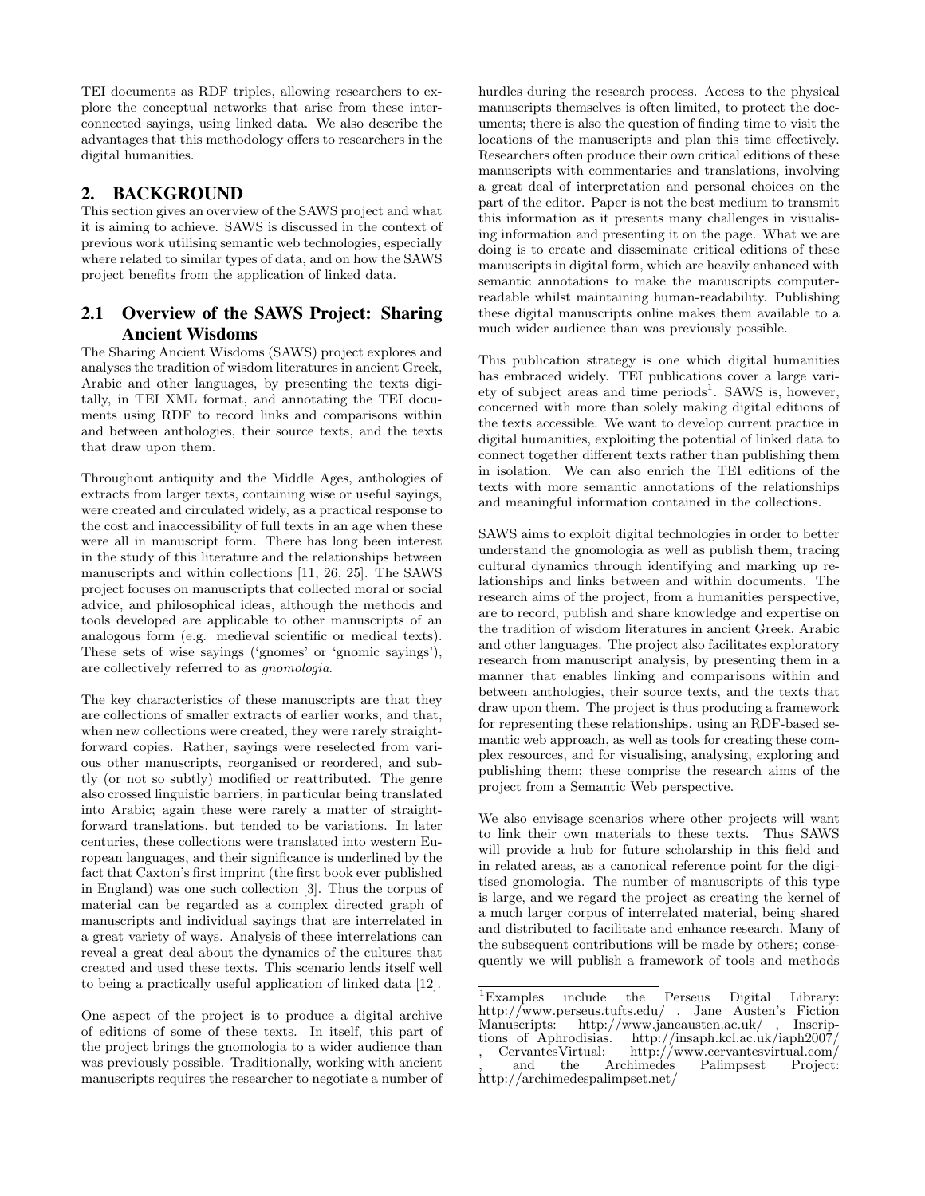TEI documents as RDF triples, allowing researchers to explore the conceptual networks that arise from these interconnected sayings, using linked data. We also describe the advantages that this methodology offers to researchers in the digital humanities.

## 2. BACKGROUND

This section gives an overview of the SAWS project and what it is aiming to achieve. SAWS is discussed in the context of previous work utilising semantic web technologies, especially where related to similar types of data, and on how the SAWS project benefits from the application of linked data.

### 2.1 Overview of the SAWS Project: Sharing Ancient Wisdoms

The Sharing Ancient Wisdoms (SAWS) project explores and analyses the tradition of wisdom literatures in ancient Greek, Arabic and other languages, by presenting the texts digitally, in TEI XML format, and annotating the TEI documents using RDF to record links and comparisons within and between anthologies, their source texts, and the texts that draw upon them.

Throughout antiquity and the Middle Ages, anthologies of extracts from larger texts, containing wise or useful sayings, were created and circulated widely, as a practical response to the cost and inaccessibility of full texts in an age when these were all in manuscript form. There has long been interest in the study of this literature and the relationships between manuscripts and within collections [11, 26, 25]. The SAWS project focuses on manuscripts that collected moral or social advice, and philosophical ideas, although the methods and tools developed are applicable to other manuscripts of an analogous form (e.g. medieval scientific or medical texts). These sets of wise sayings ('gnomes' or 'gnomic sayings'), are collectively referred to as *gnomologia*.

The key characteristics of these manuscripts are that they are collections of smaller extracts of earlier works, and that, when new collections were created, they were rarely straightforward copies. Rather, sayings were reselected from various other manuscripts, reorganised or reordered, and subtly (or not so subtly) modified or reattributed. The genre also crossed linguistic barriers, in particular being translated into Arabic; again these were rarely a matter of straightforward translations, but tended to be variations. In later centuries, these collections were translated into western European languages, and their significance is underlined by the fact that Caxton's first imprint (the first book ever published in England) was one such collection [3]. Thus the corpus of material can be regarded as a complex directed graph of manuscripts and individual sayings that are interrelated in a great variety of ways. Analysis of these interrelations can reveal a great deal about the dynamics of the cultures that created and used these texts. This scenario lends itself well to being a practically useful application of linked data [12].

One aspect of the project is to produce a digital archive of editions of some of these texts. In itself, this part of the project brings the gnomologia to a wider audience than was previously possible. Traditionally, working with ancient manuscripts requires the researcher to negotiate a number of hurdles during the research process. Access to the physical manuscripts themselves is often limited, to protect the documents; there is also the question of finding time to visit the locations of the manuscripts and plan this time effectively. Researchers often produce their own critical editions of these manuscripts with commentaries and translations, involving a great deal of interpretation and personal choices on the part of the editor. Paper is not the best medium to transmit this information as it presents many challenges in visualising information and presenting it on the page. What we are doing is to create and disseminate critical editions of these manuscripts in digital form, which are heavily enhanced with semantic annotations to make the manuscripts computer-readable whilst maintaining human-readability. Publishing these digital manuscripts online makes them available to a much wider audience than was previously possible.

This publication strategy is one which digital humanities has embraced widely. TEI publications cover a large variety of subject areas and time periods[1]. SAWS is, however, concerned with more than solely making digital editions of the texts accessible. We want to develop current practice in digital humanities, exploiting the potential of linked data to connect together different texts rather than publishing them in isolation. We can also enrich the TEI editions of the texts with more semantic annotations of the relationships and meaningful information contained in the collections.

SAWS aims to exploit digital technologies in order to better understand the gnomologia as well as publish them, tracing cultural dynamics through identifying and marking up relationships and links between and within documents. The research aims of the project, from a humanities perspective, are to record, publish and share knowledge and expertise on the tradition of wisdom literatures in ancient Greek, Arabic and other languages. The project also facilitates exploratory research from manuscript analysis, by presenting them in a manner that enables linking and comparisons within and between anthologies, their source texts, and the texts that draw upon them. The project is thus producing a framework for representing these relationships, using an RDF-based semantic web approach, as well as tools for creating these complex resources, and for visualising, analysing, exploring and publishing them; these comprise the research aims of the project from a Semantic Web perspective.

We also envisage scenarios where other projects will want to link their own materials to these texts. Thus SAWS will provide a hub for future scholarship in this field and in related areas, as a canonical reference point for the digitised gnomologia. The number of manuscripts of this type is large, and we regard the project as creating the kernel of a much larger corpus of interrelated material, being shared and distributed to facilitate and enhance research. Many of the subsequent contributions will be made by others; consequently we will publish a framework of tools and methods

[1]Examples include the Perseus Digital Library: http://www.perseus.tufts.edu/ , Jane Austen's Fiction Manuscripts: http://www.janeausten.ac.uk/ , Inscriptions of Aphrodisias. http://insaph.kcl.ac.uk/iaph2007/ , CervantesVirtual: http://www.cervantesvirtual.com/ , and the Archimedes Palimpsest Project: http://archimedespalimpset.net/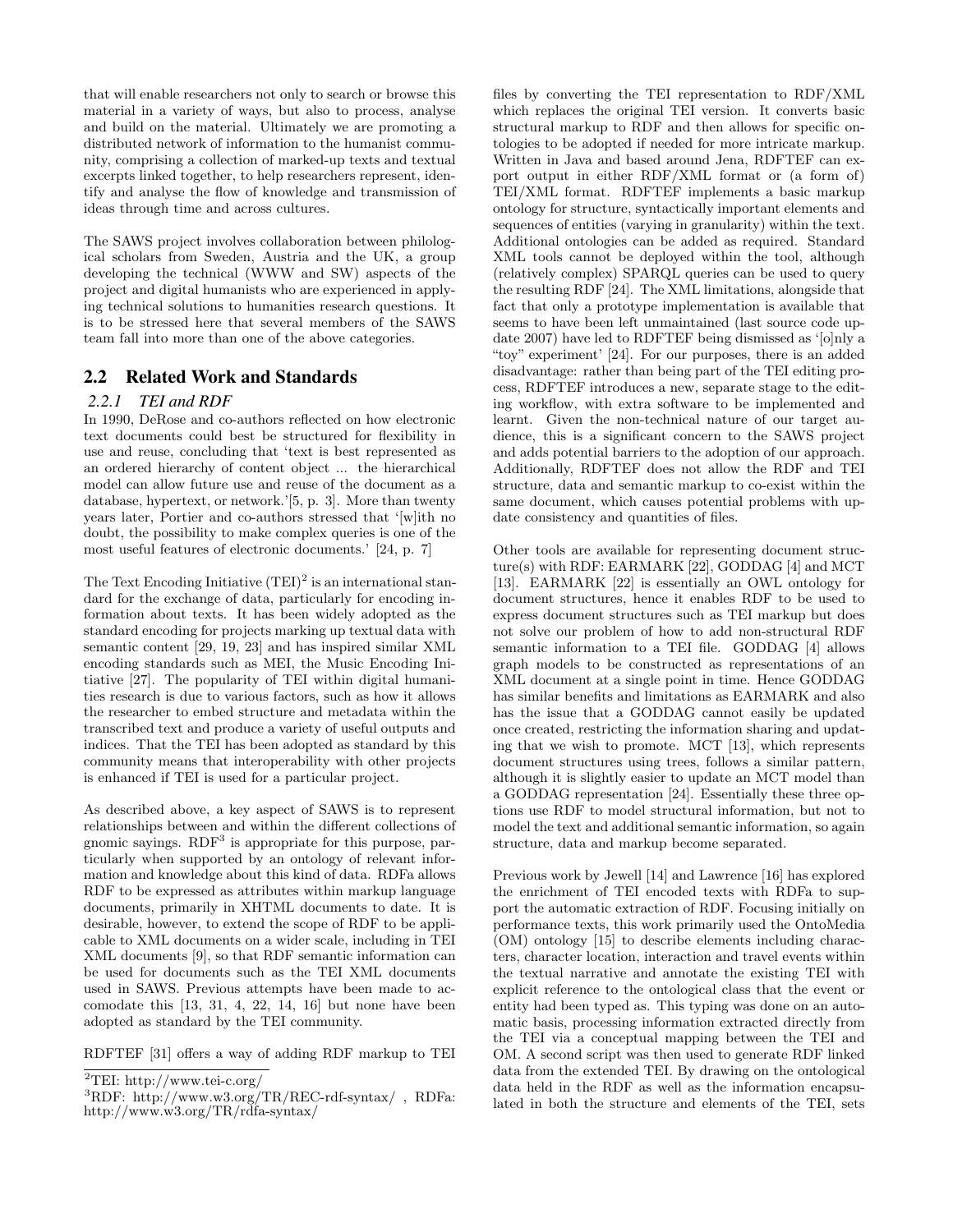that will enable researchers not only to search or browse this material in a variety of ways, but also to process, analyse and build on the material. Ultimately we are promoting a distributed network of information to the humanist community, comprising a collection of marked-up texts and textual excerpts linked together, to help researchers represent, identify and analyse the flow of knowledge and transmission of ideas through time and across cultures.

The SAWS project involves collaboration between philological scholars from Sweden, Austria and the UK, a group developing the technical (WWW and SW) aspects of the project and digital humanists who are experienced in applying technical solutions to humanities research questions. It is to be stressed here that several members of the SAWS team fall into more than one of the above categories.

## 2.2 Related Work and Standards

### 2.2.1 TEI and RDF

In 1990, DeRose and co-authors reflected on how electronic text documents could best be structured for flexibility in use and reuse, concluding that 'text is best represented as an ordered hierarchy of content object ... the hierarchical model can allow future use and reuse of the document as a database, hypertext, or network.'[5, p. 3]. More than twenty years later, Portier and co-authors stressed that '[w]ith no doubt, the possibility to make complex queries is one of the most useful features of electronic documents.' [24, p. 7]

The Text Encoding Initiative (TEI)[2] is an international standard for the exchange of data, particularly for encoding information about texts. It has been widely adopted as the standard encoding for projects marking up textual data with semantic content [29, 19, 23] and has inspired similar XML encoding standards such as MEI, the Music Encoding Initiative [27]. The popularity of TEI within digital humanities research is due to various factors, such as how it allows the researcher to embed structure and metadata within the transcribed text and produce a variety of useful outputs and indices. That the TEI has been adopted as standard by this community means that interoperability with other projects is enhanced if TEI is used for a particular project.

As described above, a key aspect of SAWS is to represent relationships between and within the different collections of gnomic sayings. RDF[3] is appropriate for this purpose, particularly when supported by an ontology of relevant information and knowledge about this kind of data. RDFa allows RDF to be expressed as attributes within markup language documents, primarily in XHTML documents to date. It is desirable, however, to extend the scope of RDF to be applicable to XML documents on a wider scale, including in TEI XML documents [9], so that RDF semantic information can be used for documents such as the TEI XML documents used in SAWS. Previous attempts have been made to accomodate this [13, 31, 4, 22, 14, 16] but none have been adopted as standard by the TEI community.

RDFTEF [31] offers a way of adding RDF markup to TEI files by converting the TEI representation to RDF/XML which replaces the original TEI version. It converts basic structural markup to RDF and then allows for specific ontologies to be adopted if needed for more intricate markup. Written in Java and based around Jena, RDFTEF can export output in either RDF/XML format or (a form of) TEI/XML format. RDFTEF implements a basic markup ontology for structure, syntactically important elements and sequences of entities (varying in granularity) within the text. Additional ontologies can be added as required. Standard XML tools cannot be deployed within the tool, although (relatively complex) SPARQL queries can be used to query the resulting RDF [24]. The XML limitations, alongside that fact that only a prototype implementation is available that seems to have been left unmaintained (last source code update 2007) have led to RDFTEF being dismissed as '[o]nly a "toy" experiment' [24]. For our purposes, there is an added disadvantage: rather than being part of the TEI editing process, RDFTEF introduces a new, separate stage to the editing workflow, with extra software to be implemented and learnt. Given the non-technical nature of our target audience, this is a significant concern to the SAWS project and adds potential barriers to the adoption of our approach. Additionally, RDFTEF does not allow the RDF and TEI structure, data and semantic markup to co-exist within the same document, which causes potential problems with update consistency and quantities of files.

Other tools are available for representing document structure(s) with RDF: EARMARK [22], GODDAG [4] and MCT [13]. EARMARK [22] is essentially an OWL ontology for document structures, hence it enables RDF to be used to express document structures such as TEI markup but does not solve our problem of how to add non-structural RDF semantic information to a TEI file. GODDAG [4] allows graph models to be constructed as representations of an XML document at a single point in time. Hence GODDAG has similar benefits and limitations as EARMARK and also has the issue that a GODDAG cannot easily be updated once created, restricting the information sharing and updating that we wish to promote. MCT [13], which represents document structures using trees, follows a similar pattern, although it is slightly easier to update an MCT model than a GODDAG representation [24]. Essentially these three options use RDF to model structural information, but not to model the text and additional semantic information, so again structure, data and markup become separated.

Previous work by Jewell [14] and Lawrence [16] has explored the enrichment of TEI encoded texts with RDFa to support the automatic extraction of RDF. Focusing initially on performance texts, this work primarily used the OntoMedia (OM) ontology [15] to describe elements including characters, character location, interaction and travel events within the textual narrative and annotate the existing TEI with explicit reference to the ontological class that the event or entity had been typed as. This typing was done on an automatic basis, processing information extracted directly from the TEI via a conceptual mapping between the TEI and OM. A second script was then used to generate RDF linked data from the extended TEI. By drawing on the ontological data held in the RDF as well as the information encapsulated in both the structure and elements of the TEI, sets

[2]TEI: http://www.tei-c.org/

[3]RDF: http://www.w3.org/TR/REC-rdf-syntax/ , RDFa: http://www.w3.org/TR/rdfa-syntax/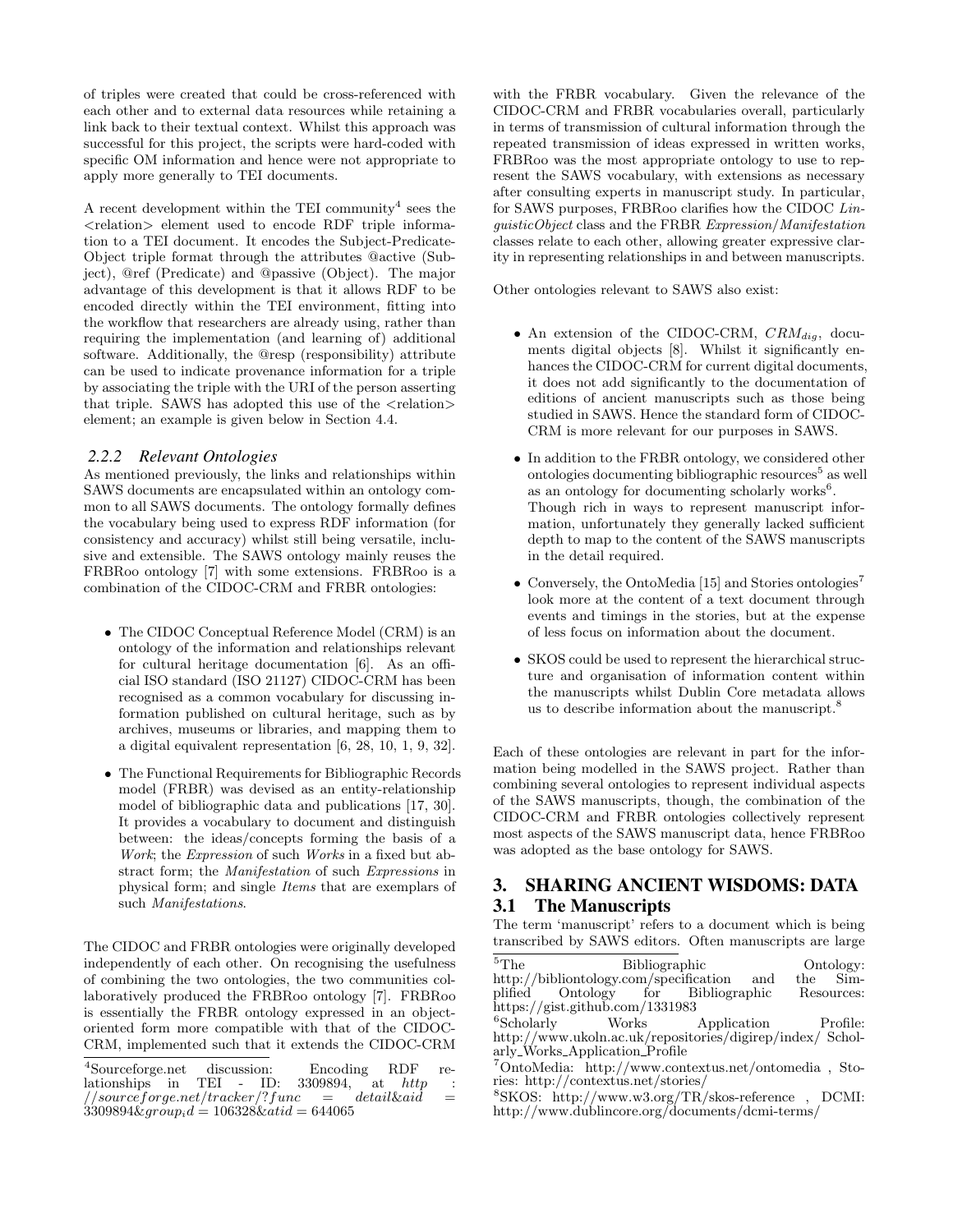of triples were created that could be cross-referenced with each other and to external data resources while retaining a link back to their textual context. Whilst this approach was successful for this project, the scripts were hard-coded with specific OM information and hence were not appropriate to apply more generally to TEI documents.

A recent development within the TEI community[4] sees the <relation> element used to encode RDF triple information to a TEI document. It encodes the Subject-Predicate-Object triple format through the attributes @active (Subject), @ref (Predicate) and @passive (Object). The major advantage of this development is that it allows RDF to be encoded directly within the TEI environment, fitting into the workflow that researchers are already using, rather than requiring the implementation (and learning of) additional software. Additionally, the @resp (responsibility) attribute can be used to indicate provenance information for a triple by associating the triple with the URI of the person asserting that triple. SAWS has adopted this use of the <relation> element; an example is given below in Section 4.4.

### 2.2.2 Relevant Ontologies

As mentioned previously, the links and relationships within SAWS documents are encapsulated within an ontology common to all SAWS documents. The ontology formally defines the vocabulary being used to express RDF information (for consistency and accuracy) whilst still being versatile, inclusive and extensible. The SAWS ontology mainly reuses the FRBRoo ontology [7] with some extensions. FRBRoo is a combination of the CIDOC-CRM and FRBR ontologies:

- The CIDOC Conceptual Reference Model (CRM) is an ontology of the information and relationships relevant for cultural heritage documentation [6]. As an official ISO standard (ISO 21127) CIDOC-CRM has been recognised as a common vocabulary for discussing information published on cultural heritage, such as by archives, museums or libraries, and mapping them to a digital equivalent representation [6, 28, 10, 1, 9, 32].
- The Functional Requirements for Bibliographic Records model (FRBR) was devised as an entity-relationship model of bibliographic data and publications [17, 30]. It provides a vocabulary to document and distinguish between: the ideas/concepts forming the basis of a *Work*; the *Expression* of such *Works* in a fixed but abstract form; the *Manifestation* of such *Expressions* in physical form; and single *Items* that are exemplars of such *Manifestations*.

The CIDOC and FRBR ontologies were originally developed independently of each other. On recognising the usefulness of combining the two ontologies, the two communities collaboratively produced the FRBRoo ontology [7]. FRBRoo is essentially the FRBR ontology expressed in an object-oriented form more compatible with that of the CIDOC-CRM, implemented such that it extends the CIDOC-CRM with the FRBR vocabulary. Given the relevance of the CIDOC-CRM and FRBR vocabularies overall, particularly in terms of transmission of cultural information through the repeated transmission of ideas expressed in written works, FRBRoo was the most appropriate ontology to use to represent the SAWS vocabulary, with extensions as necessary after consulting experts in manuscript study. In particular, for SAWS purposes, FRBRoo clarifies how the CIDOC *LinguisticObject* class and the FRBR *Expression*/*Manifestation* classes relate to each other, allowing greater expressive clarity in representing relationships in and between manuscripts.

Other ontologies relevant to SAWS also exist:

- An extension of the CIDOC-CRM, $CRM_{dig}$, documents digital objects [8]. Whilst it significantly enhances the CIDOC-CRM for current digital documents, it does not add significantly to the documentation of editions of ancient manuscripts such as those being studied in SAWS. Hence the standard form of CIDOC-CRM is more relevant for our purposes in SAWS.
- In addition to the FRBR ontology, we considered other ontologies documenting bibliographic resources[5] as well as an ontology for documenting scholarly works[6]. Though rich in ways to represent manuscript information, unfortunately they generally lacked sufficient depth to map to the content of the SAWS manuscripts in the detail required.
- Conversely, the OntoMedia [15] and Stories ontologies[7] look more at the content of a text document through events and timings in the stories, but at the expense of less focus on information about the document.
- SKOS could be used to represent the hierarchical structure and organisation of information content within the manuscripts whilst Dublin Core metadata allows us to describe information about the manuscript.[8]

Each of these ontologies are relevant in part for the information being modelled in the SAWS project. Rather than combining several ontologies to represent individual aspects of the SAWS manuscripts, though, the combination of the CIDOC-CRM and FRBR ontologies collectively represent most aspects of the SAWS manuscript data, hence FRBRoo was adopted as the base ontology for SAWS.

## 3. SHARING ANCIENT WISDOMS: DATA

### 3.1 The Manuscripts

The term 'manuscript' refers to a document which is being transcribed by SAWS editors. Often manuscripts are large

---

[4] Sourceforge.net discussion: Encoding RDF relationships in TEI - ID: 3309894, at http://sourceforge.net/tracker/?func=detail&aid=3309894&group_id=106328&atid=644065

[5] The Bibliographic Ontology: http://bibliontology.com/specification and the Simplified Ontology for Bibliographic Resources: https://gist.github.com/1331983

[6] Scholarly Works Application Profile: http://www.ukoln.ac.uk/repositories/digirep/index/ Scholarly_Works_Application_Profile

[7] OntoMedia: http://www.contextus.net/ontomedia , Stories: http://contextus.net/stories/

[8] SKOS: http://www.w3.org/TR/skos-reference , DCMI: http://www.dublincore.org/documents/dcmi-terms/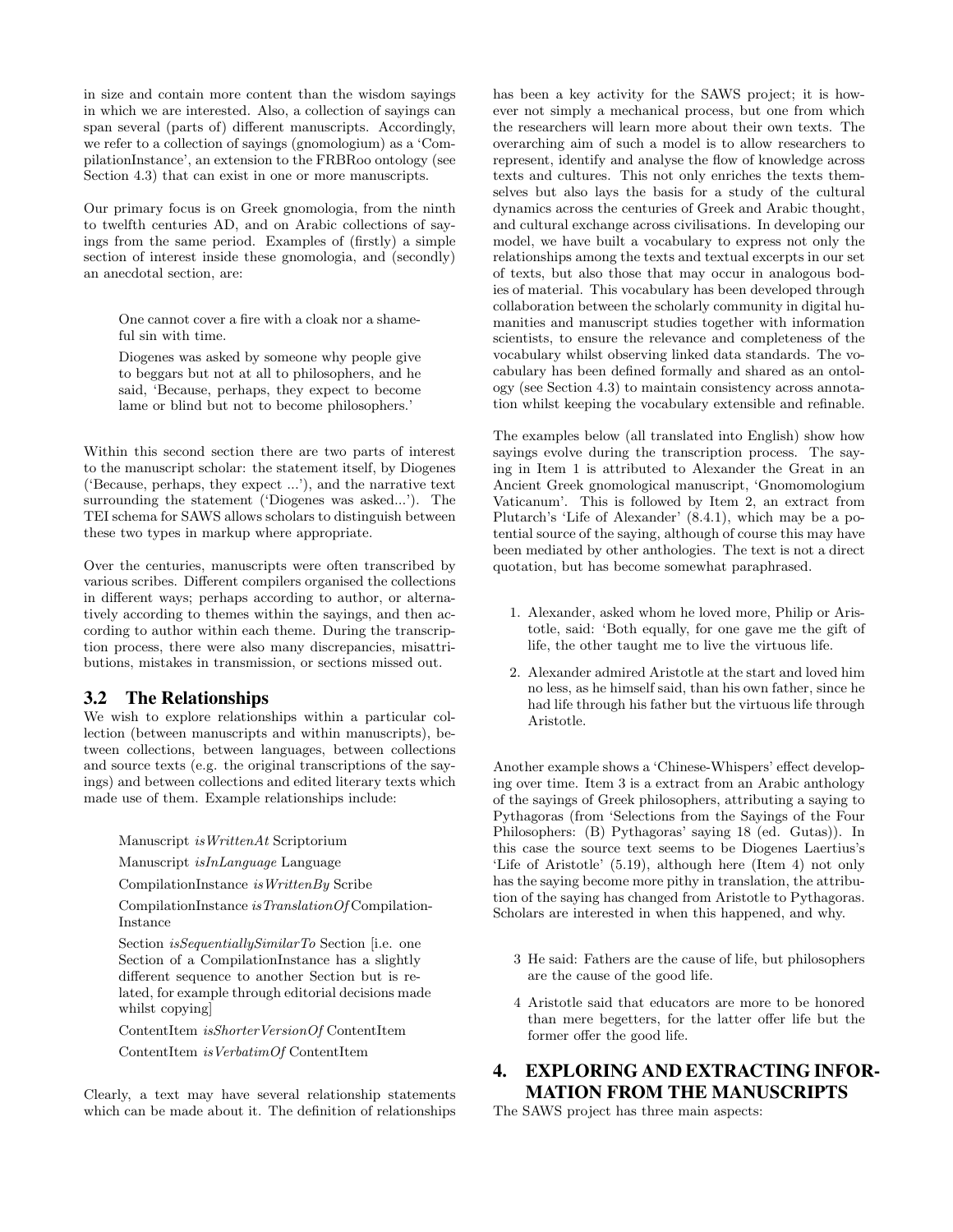in size and contain more content than the wisdom sayings in which we are interested. Also, a collection of sayings can span several (parts of) different manuscripts. Accordingly, we refer to a collection of sayings (gnomologium) as a 'CompilationInstance', an extension to the FRBRoo ontology (see Section 4.3) that can exist in one or more manuscripts.

Our primary focus is on Greek gnomologia, from the ninth to twelfth centuries AD, and on Arabic collections of sayings from the same period. Examples of (firstly) a simple section of interest inside these gnomologia, and (secondly) an anecdotal section, are:

> One cannot cover a fire with a cloak nor a shameful sin with time.
>
> Diogenes was asked by someone why people give to beggars but not at all to philosophers, and he said, 'Because, perhaps, they expect to become lame or blind but not to become philosophers.'

Within this second section there are two parts of interest to the manuscript scholar: the statement itself, by Diogenes ('Because, perhaps, they expect ...'), and the narrative text surrounding the statement ('Diogenes was asked...'). The TEI schema for SAWS allows scholars to distinguish between these two types in markup where appropriate.

Over the centuries, manuscripts were often transcribed by various scribes. Different compilers organised the collections in different ways; perhaps according to author, or alternatively according to themes within the sayings, and then according to author within each theme. During the transcription process, there were also many discrepancies, misattributions, mistakes in transmission, or sections missed out.

## 3.2 The Relationships

We wish to explore relationships within a particular collection (between manuscripts and within manuscripts), between collections, between languages, between collections and source texts (e.g. the original transcriptions of the sayings) and between collections and edited literary texts which made use of them. Example relationships include:

> Manuscript *isWrittenAt* Scriptorium
>
> Manuscript *isInLanguage* Language
>
> CompilationInstance *isWrittenBy* Scribe
>
> CompilationInstance *isTranslationOf* CompilationInstance
>
> Section *isSequentiallySimilarTo* Section [i.e. one Section of a CompilationInstance has a slightly different sequence to another Section but is related, for example through editorial decisions made whilst copying]
>
> ContentItem *isShorterVersionOf* ContentItem
>
> ContentItem *isVerbatimOf* ContentItem

Clearly, a text may have several relationship statements which can be made about it. The definition of relationships has been a key activity for the SAWS project; it is however not simply a mechanical process, but one from which the researchers will learn more about their own texts. The overarching aim of such a model is to allow researchers to represent, identify and analyse the flow of knowledge across texts and cultures. This not only enriches the texts themselves but also lays the basis for a study of the cultural dynamics across the centuries of Greek and Arabic thought, and cultural exchange across civilisations. In developing our model, we have built a vocabulary to express not only the relationships among the texts and textual excerpts in our set of texts, but also those that may occur in analogous bodies of material. This vocabulary has been developed through collaboration between the scholarly community in digital humanities and manuscript studies together with information scientists, to ensure the relevance and completeness of the vocabulary whilst observing linked data standards. The vocabulary has been defined formally and shared as an ontology (see Section 4.3) to maintain consistency across annotation whilst keeping the vocabulary extensible and refinable.

The examples below (all translated into English) show how sayings evolve during the transcription process. The saying in Item 1 is attributed to Alexander the Great in an Ancient Greek gnomological manuscript, 'Gnomologium Vaticanum'. This is followed by Item 2, an extract from Plutarch's 'Life of Alexander' (8.4.1), which may be a potential source of the saying, although of course this may have been mediated by other anthologies. The text is not a direct quotation, but has become somewhat paraphrased.

1. Alexander, asked whom he loved more, Philip or Aristotle, said: 'Both equally, for one gave me the gift of life, the other taught me to live the virtuous life.
2. Alexander admired Aristotle at the start and loved him no less, as he himself said, than his own father, since he had life through his father but the virtuous life through Aristotle.

Another example shows a 'Chinese-Whispers' effect developing over time. Item 3 is a extract from an Arabic anthology of the sayings of Greek philosophers, attributing a saying to Pythagoras (from 'Selections from the Sayings of the Four Philosophers: (B) Pythagoras' saying 18 (ed. Gutas)). In this case the source text seems to be Diogenes Laertius's 'Life of Aristotle' (5.19), although here (Item 4) not only has the saying become more pithy in translation, the attribution of the saying has changed from Aristotle to Pythagoras. Scholars are interested in when this happened, and why.

3 He said: Fathers are the cause of life, but philosophers are the cause of the good life.

4 Aristotle said that educators are more to be honored than mere begetters, for the latter offer life but the former offer the good life.

# 4. EXPLORING AND EXTRACTING INFORMATION FROM THE MANUSCRIPTS

The SAWS project has three main aspects: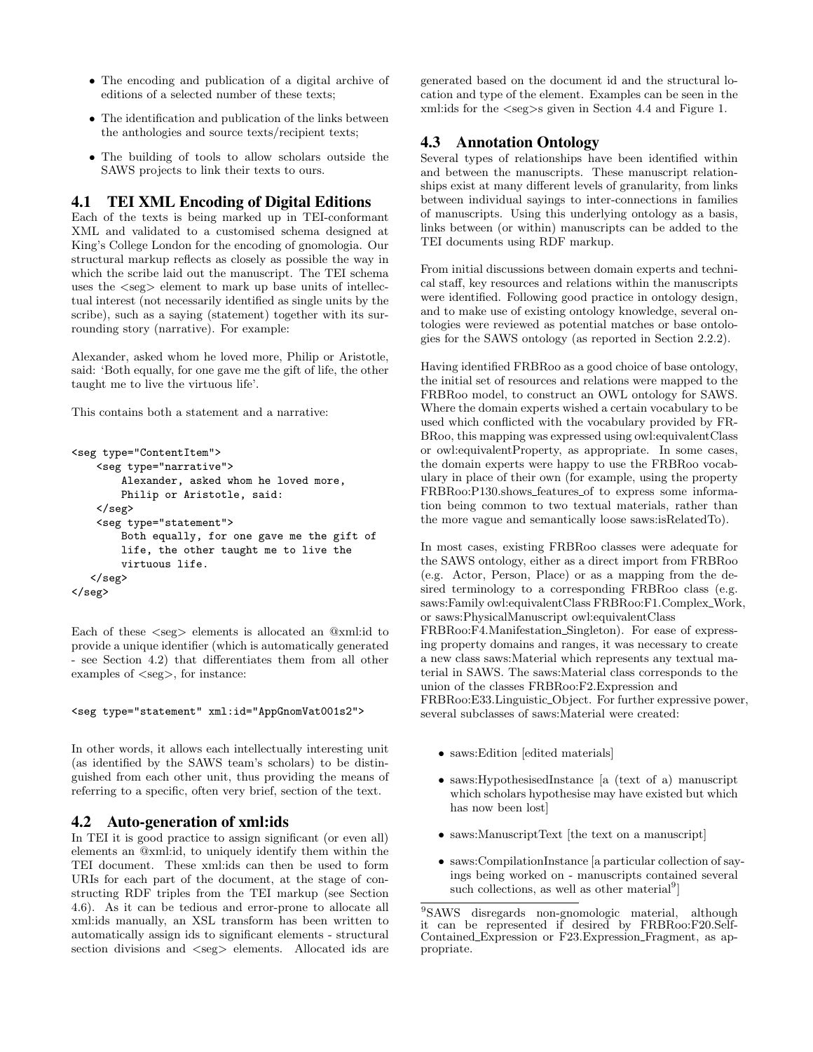- The encoding and publication of a digital archive of editions of a selected number of these texts;
- The identification and publication of the links between the anthologies and source texts/recipient texts;
- The building of tools to allow scholars outside the SAWS projects to link their texts to ours.

## 4.1 TEI XML Encoding of Digital Editions

Each of the texts is being marked up in TEI-conformant XML and validated to a customised schema designed at King's College London for the encoding of gnomologia. Our structural markup reflects as closely as possible the way in which the scribe laid out the manuscript. The TEI schema uses the <seg> element to mark up base units of intellectual interest (not necessarily identified as single units by the scribe), such as a saying (statement) together with its surrounding story (narrative). For example:

Alexander, asked whom he loved more, Philip or Aristotle, said: 'Both equally, for one gave me the gift of life, the other taught me to live the virtuous life'.

This contains both a statement and a narrative:

```
<seg type="ContentItem">
    <seg type="narrative">
        Alexander, asked whom he loved more,
        Philip or Aristotle, said:
    </seg>
    <seg type="statement">
        Both equally, for one gave me the gift of
        life, the other taught me to live the
        virtuous life.
   </seg>
</seg>
```

Each of these <seg> elements is allocated an @xml:id to provide a unique identifier (which is automatically generated - see Section 4.2) that differentiates them from all other examples of <seg>, for instance:

```
<seg type="statement" xml:id="AppGnomVat001s2">
```

In other words, it allows each intellectually interesting unit (as identified by the SAWS team's scholars) to be distinguished from each other unit, thus providing the means of referring to a specific, often very brief, section of the text.

## 4.2 Auto-generation of xml:ids

In TEI it is good practice to assign significant (or even all) elements an @xml:id, to uniquely identify them within the TEI document. These xml:ids can then be used to form URIs for each part of the document, at the stage of constructing RDF triples from the TEI markup (see Section 4.6). As it can be tedious and error-prone to allocate all xml:ids manually, an XSL transform has been written to automatically assign ids to significant elements - structural section divisions and <seg> elements. Allocated ids are generated based on the document id and the structural location and type of the element. Examples can be seen in the xml:ids for the <seg>s given in Section 4.4 and Figure 1.

## 4.3 Annotation Ontology

Several types of relationships have been identified within and between the manuscripts. These manuscript relationships exist at many different levels of granularity, from links between individual sayings to inter-connections in families of manuscripts. Using this underlying ontology as a basis, links between (or within) manuscripts can be added to the TEI documents using RDF markup.

From initial discussions between domain experts and technical staff, key resources and relations within the manuscripts were identified. Following good practice in ontology design, and to make use of existing ontology knowledge, several ontologies were reviewed as potential matches or base ontologies for the SAWS ontology (as reported in Section 2.2.2).

Having identified FRBRoo as a good choice of base ontology, the initial set of resources and relations were mapped to the FRBRoo model, to construct an OWL ontology for SAWS. Where the domain experts wished a certain vocabulary to be used which conflicted with the vocabulary provided by FRBRoo, this mapping was expressed using owl:equivalentClass or owl:equivalentProperty, as appropriate. In some cases, the domain experts were happy to use the FRBRoo vocabulary in place of their own (for example, using the property FRBRoo:P130.shows_features_of to express some information being common to two textual materials, rather than the more vague and semantically loose saws:isRelatedTo).

In most cases, existing FRBRoo classes were adequate for the SAWS ontology, either as a direct import from FRBRoo (e.g. Actor, Person, Place) or as a mapping from the desired terminology to a corresponding FRBRoo class (e.g. saws:Family owl:equivalentClass FRBRoo:F1.Complex_Work, or saws:PhysicalManuscript owl:equivalentClass FRBRoo:F4.Manifestation_Singleton). For ease of expressing property domains and ranges, it was necessary to create a new class saws:Material which represents any textual material in SAWS. The saws:Material class corresponds to the union of the classes FRBRoo:F2.Expression and FRBRoo:E33.Linguistic_Object. For further expressive power, several subclasses of saws:Material were created:

- saws:Edition [edited materials]
- saws:HypothesisedInstance [a (text of a) manuscript which scholars hypothesise may have existed but which has now been lost]
- saws:ManuscriptText [the text on a manuscript]
- saws:CompilationInstance [a particular collection of sayings being worked on - manuscripts contained several such collections, as well as other material[9]]

[9]SAWS disregards non-gnomologic material, although it can be represented if desired by FRBRoo:F20.Self-Contained_Expression or F23.Expression_Fragment, as appropriate.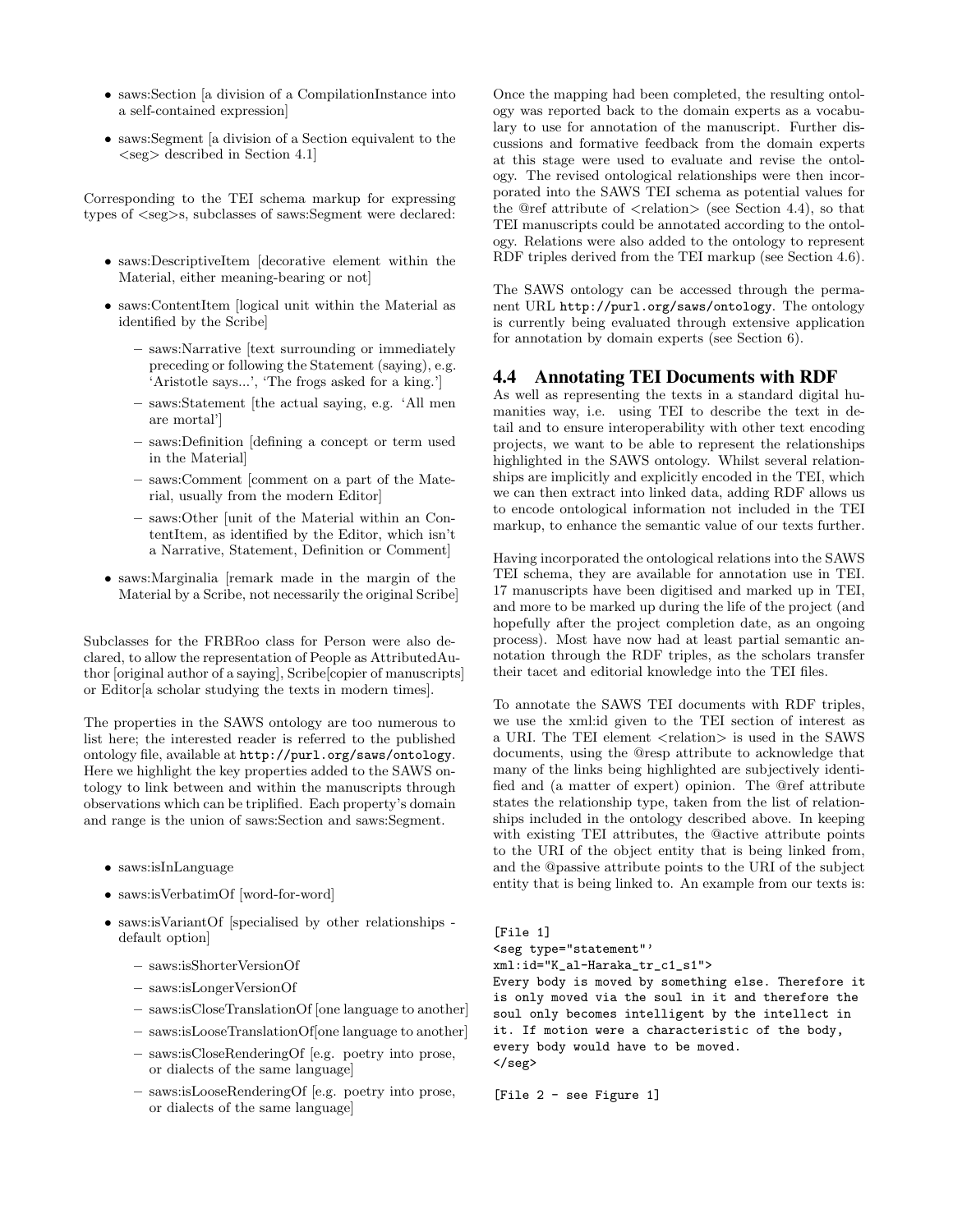- saws:Section [a division of a CompilationInstance into a self-contained expression]
- saws:Segment [a division of a Section equivalent to the <seg> described in Section 4.1]

Corresponding to the TEI schema markup for expressing types of <seg>s, subclasses of saws:Segment were declared:

- saws:DescriptiveItem [decorative element within the Material, either meaning-bearing or not]
- saws:ContentItem [logical unit within the Material as identified by the Scribe]
  - saws:Narrative [text surrounding or immediately preceding or following the Statement (saying), e.g. 'Aristotle says...', 'The frogs asked for a king.']
  - saws:Statement [the actual saying, e.g. 'All men are mortal']
  - saws:Definition [defining a concept or term used in the Material]
  - saws:Comment [comment on a part of the Material, usually from the modern Editor]
  - saws:Other [unit of the Material within an ContentItem, as identified by the Editor, which isn't a Narrative, Statement, Definition or Comment]
- saws:Marginalia [remark made in the margin of the Material by a Scribe, not necessarily the original Scribe]

Subclasses for the FRBRoo class for Person were also declared, to allow the representation of People as AttributedAuthor [original author of a saying], Scribe[copier of manuscripts] or Editor[a scholar studying the texts in modern times].

The properties in the SAWS ontology are too numerous to list here; the interested reader is referred to the published ontology file, available at http://purl.org/saws/ontology. Here we highlight the key properties added to the SAWS ontology to link between and within the manuscripts through observations which can be triplified. Each property's domain and range is the union of saws:Section and saws:Segment.

- saws:isInLanguage
- saws:isVerbatimOf [word-for-word]
- saws:isVariantOf [specialised by other relationships - default option]
  - saws:isShorterVersionOf
  - saws:isLongerVersionOf
  - saws:isCloseTranslationOf [one language to another]
  - saws:isLooseTranslationOf[one language to another]
  - saws:isCloseRenderingOf [e.g. poetry into prose, or dialects of the same language]
  - saws:isLooseRenderingOf [e.g. poetry into prose, or dialects of the same language]

Once the mapping had been completed, the resulting ontology was reported back to the domain experts as a vocabulary to use for annotation of the manuscript. Further discussions and formative feedback from the domain experts at this stage were used to evaluate and revise the ontology. The revised ontological relationships were then incorporated into the SAWS TEI schema as potential values for the @ref attribute of <relation> (see Section 4.4), so that TEI manuscripts could be annotated according to the ontology. Relations were also added to the ontology to represent RDF triples derived from the TEI markup (see Section 4.6).

The SAWS ontology can be accessed through the permanent URL http://purl.org/saws/ontology. The ontology is currently being evaluated through extensive application for annotation by domain experts (see Section 6).

## 4.4 Annotating TEI Documents with RDF

As well as representing the texts in a standard digital humanities way, i.e. using TEI to describe the text in detail and to ensure interoperability with other text encoding projects, we want to be able to represent the relationships highlighted in the SAWS ontology. Whilst several relationships are implicitly and explicitly encoded in the TEI, which we can then extract into linked data, adding RDF allows us to encode ontological information not included in the TEI markup, to enhance the semantic value of our texts further.

Having incorporated the ontological relations into the SAWS TEI schema, they are available for annotation use in TEI. 17 manuscripts have been digitised and marked up in TEI, and more to be marked up during the life of the project (and hopefully after the project completion date, as an ongoing process). Most have now had at least partial semantic annotation through the RDF triples, as the scholars transfer their tacet and editorial knowledge into the TEI files.

To annotate the SAWS TEI documents with RDF triples, we use the xml:id given to the TEI section of interest as a URI. The TEI element <relation> is used in the SAWS documents, using the @resp attribute to acknowledge that many of the links being highlighted are subjectively identified and (a matter of expert) opinion. The @ref attribute states the relationship type, taken from the list of relationships included in the ontology described above. In keeping with existing TEI attributes, the @active attribute points to the URI of the object entity that is being linked from, and the @passive attribute points to the URI of the subject entity that is being linked to. An example from our texts is:

```
[File 1]
<seg type="statement"'
xml:id="K_al-Haraka_tr_c1_s1">
Every body is moved by something else. Therefore it
is only moved via the soul in it and therefore the
soul only becomes intelligent by the intellect in
it. If motion were a characteristic of the body,
every body would have to be moved.
</seg>

[File 2 - see Figure 1]
```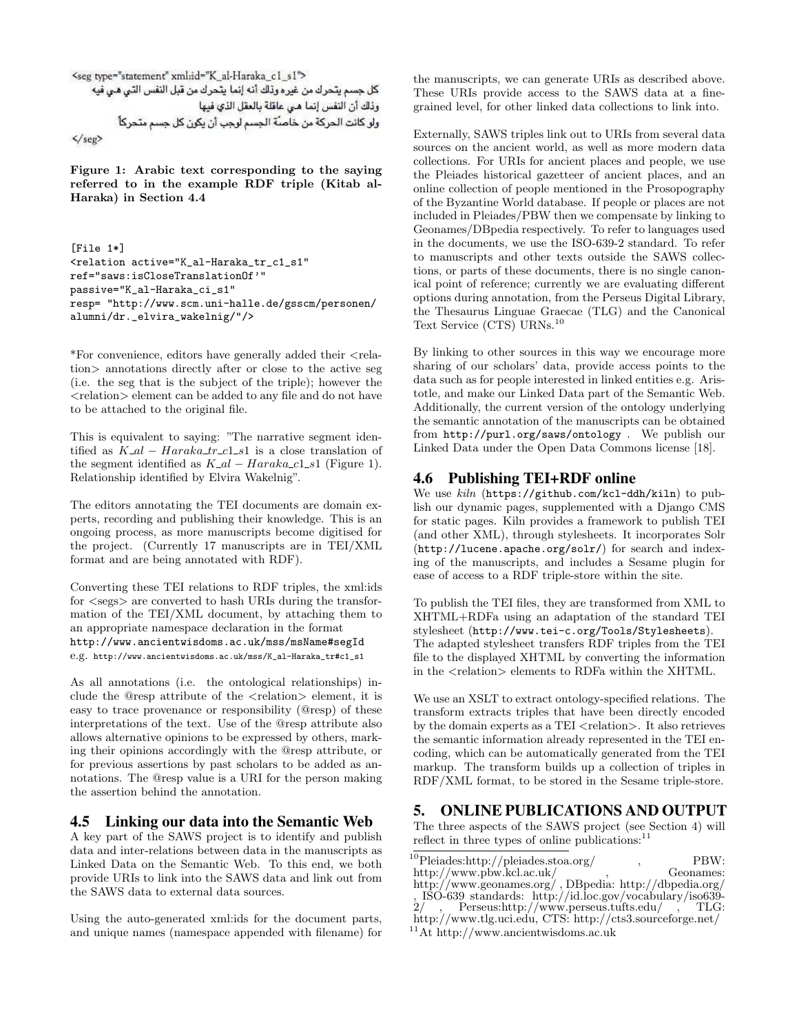```
<seg type="statement" xml:id="K_al-Haraka_c1_s1">
كل جسم يتحرك من غيره وذلك أنه إنما يتحرك من قبل النفس التي هي فيه
وذلك أن النفس إنما هي عاقلة بالعقل الذي فيها
ولو كانت الحركة من خاصّة الجسم لوجب أن يكون كل جسم متحركاً
</seg>
```

**Figure 1: Arabic text corresponding to the saying referred to in the example RDF triple (Kitab al-Haraka) in Section 4.4**

```
[File 1*]
<relation active="K_al-Haraka_tr_c1_s1"
ref="saws:isCloseTranslationOf'"
passive="K_al-Haraka_ci_s1"
resp= "http://www.scm.uni-halle.de/gsscm/personen/
alumni/dr._elvira_wakelnig/"/>
```

*For convenience, editors have generally added their <relation> annotations directly after or close to the active seg (i.e. the seg that is the subject of the triple); however the <relation> element can be added to any file and do not have to be attached to the original file.

This is equivalent to saying: "The narrative segment identified as $K\_al - Haraka\_tr\_c1\_s1$ is a close translation of the segment identified as $K\_al - Haraka\_c1\_s1$ (Figure 1). Relationship identified by Elvira Wakelnig".

The editors annotating the TEI documents are domain experts, recording and publishing their knowledge. This is an ongoing process, as more manuscripts become digitised for the project. (Currently 17 manuscripts are in TEI/XML format and are being annotated with RDF).

Converting these TEI relations to RDF triples, the xml:ids for <segs> are converted to hash URIs during the transformation of the TEI/XML document, by attaching them to an appropriate namespace declaration in the format `http://www.ancientwisdoms.ac.uk/mss/msName#segId` e.g. `http://www.ancientwisdoms.ac.uk/mss/K_al-Haraka_tr#c1_s1`

As all annotations (i.e. the ontological relationships) include the @resp attribute of the <relation> element, it is easy to trace provenance or responsibility (@resp) of these interpretations of the text. Use of the @resp attribute also allows alternative opinions to be expressed by others, marking their opinions accordingly with the @resp attribute, or for previous assertions by past scholars to be added as annotations. The @resp value is a URI for the person making the assertion behind the annotation.

### 4.5 Linking our data into the Semantic Web

A key part of the SAWS project is to identify and publish data and inter-relations between data in the manuscripts as Linked Data on the Semantic Web. To this end, we both provide URIs to link into the SAWS data and link out from the SAWS data to external data sources.

Using the auto-generated xml:ids for the document parts, and unique names (namespace appended with filename) for the manuscripts, we can generate URIs as described above. These URIs provide access to the SAWS data at a fine-grained level, for other linked data collections to link into.

Externally, SAWS triples link out to URIs from several data sources on the ancient world, as well as more modern data collections. For URIs for ancient places and people, we use the Pleiades historical gazetteer of ancient places, and an online collection of people mentioned in the Prosopography of the Byzantine World database. If people or places are not included in Pleiades/PBW then we compensate by linking to Geonames/DBpedia respectively. To refer to languages used in the documents, we use the ISO-639-2 standard. To refer to manuscripts and other texts outside the SAWS collections, or parts of these documents, there is no single canonical point of reference; currently we are evaluating different options during annotation, from the Perseus Digital Library, the Thesaurus Linguae Graecae (TLG) and the Canonical Text Service (CTS) URNs.[10]

By linking to other sources in this way we encourage more sharing of our scholars' data, provide access points to the data such as for people interested in linked entities e.g. Aristotle, and make our Linked Data part of the Semantic Web. Additionally, the current version of the ontology underlying the semantic annotation of the manuscripts can be obtained from `http://purl.org/saws/ontology` . We publish our Linked Data under the Open Data Commons license [18].

### 4.6 Publishing TEI+RDF online

We use *kiln* (`https://github.com/kcl-ddh/kiln`) to publish our dynamic pages, supplemented with a Django CMS for static pages. Kiln provides a framework to publish TEI (and other XML), through stylesheets. It incorporates Solr (`http://lucene.apache.org/solr/`) for search and indexing of the manuscripts, and includes a Sesame plugin for ease of access to a RDF triple-store within the site.

To publish the TEI files, they are transformed from XML to XHTML+RDFa using an adaptation of the standard TEI stylesheet (`http://www.tei-c.org/Tools/Stylesheets`). The adapted stylesheet transfers RDF triples from the TEI file to the displayed XHTML by converting the information in the <relation> elements to RDFa within the XHTML.

We use an XSLT to extract ontology-specified relations. The transform extracts triples that have been directly encoded by the domain experts as a TEI <relation>. It also retrieves the semantic information already represented in the TEI encoding, which can be automatically generated from the TEI markup. The transform builds up a collection of triples in RDF/XML format, to be stored in the Sesame triple-store.

## 5. ONLINE PUBLICATIONS AND OUTPUT

The three aspects of the SAWS project (see Section 4) will reflect in three types of online publications:[11]

[10] Pleiades:http://pleiades.stoa.org/ , PBW: http://www.pbw.kcl.ac.uk/ , Geonames: http://www.geonames.org/ , DBpedia: http://dbpedia.org/ , ISO-639 standards: http://id.loc.gov/vocabulary/iso639-2/ , Perseus:http://www.perseus.tufts.edu/ , TLG: http://www.tlg.uci.edu, CTS: http://cts3.sourceforge.net/

[11] At http://www.ancientwisdoms.ac.uk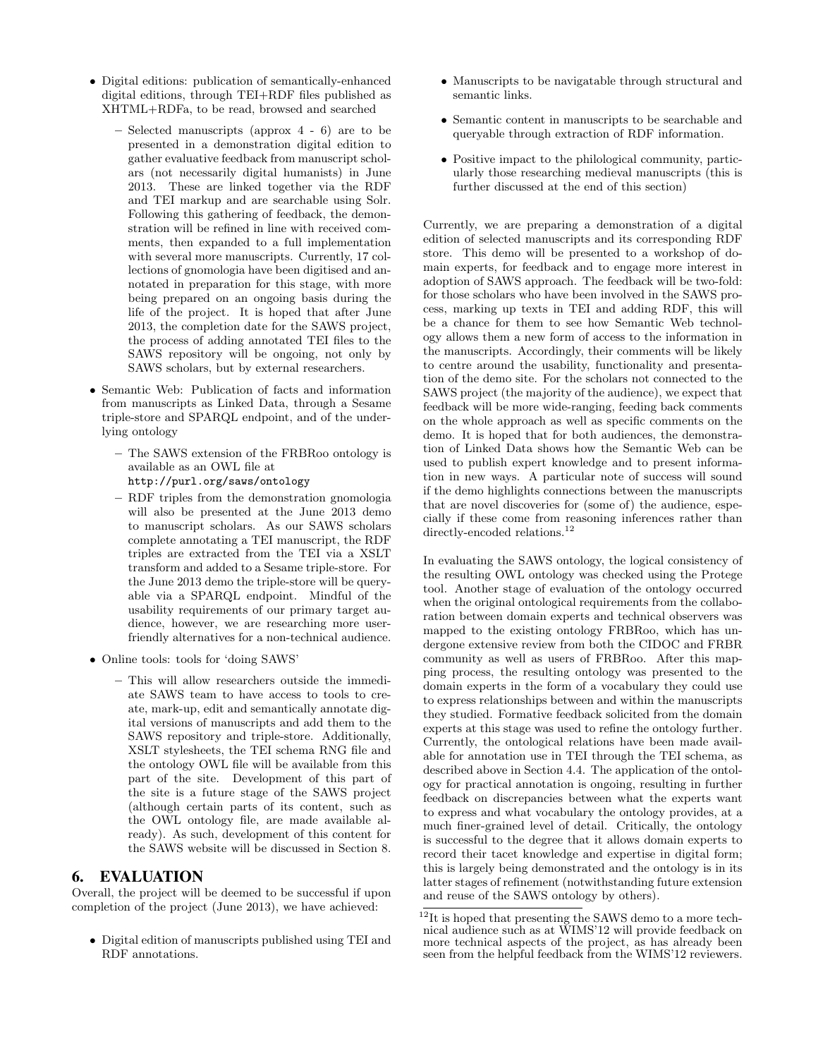- Digital editions: publication of semantically-enhanced digital editions, through TEI+RDF files published as XHTML+RDFa, to be read, browsed and searched
  - Selected manuscripts (approx 4 - 6) are to be presented in a demonstration digital edition to gather evaluative feedback from manuscript scholars (not necessarily digital humanists) in June 2013. These are linked together via the RDF and TEI markup and are searchable using Solr. Following this gathering of feedback, the demonstration will be refined in line with received comments, then expanded to a full implementation with several more manuscripts. Currently, 17 collections of gnomologia have been digitised and annotated in preparation for this stage, with more being prepared on an ongoing basis during the life of the project. It is hoped that after June 2013, the completion date for the SAWS project, the process of adding annotated TEI files to the SAWS repository will be ongoing, not only by SAWS scholars, but by external researchers.
- Semantic Web: Publication of facts and information from manuscripts as Linked Data, through a Sesame triple-store and SPARQL endpoint, and of the underlying ontology
  - The SAWS extension of the FRBRoo ontology is available as an OWL file at `http://purl.org/saws/ontology`
  - RDF triples from the demonstration gnomologia will also be presented at the June 2013 demo to manuscript scholars. As our SAWS scholars complete annotating a TEI manuscript, the RDF triples are extracted from the TEI via a XSLT transform and added to a Sesame triple-store. For the June 2013 demo the triple-store will be queryable via a SPARQL endpoint. Mindful of the usability requirements of our primary target audience, however, we are researching more user-friendly alternatives for a non-technical audience.
- Online tools: tools for 'doing SAWS'
  - This will allow researchers outside the immediate SAWS team to have access to tools to create, mark-up, edit and semantically annotate digital versions of manuscripts and add them to the SAWS repository and triple-store. Additionally, XSLT stylesheets, the TEI schema RNG file and the ontology OWL file will be available from this part of the site. Development of this part of the site is a future stage of the SAWS project (although certain parts of its content, such as the OWL ontology file, are made available already). As such, development of this content for the SAWS website will be discussed in Section 8.

## 6. EVALUATION

Overall, the project will be deemed to be successful if upon completion of the project (June 2013), we have achieved:

- Digital edition of manuscripts published using TEI and RDF annotations.
- Manuscripts to be navigatable through structural and semantic links.
- Semantic content in manuscripts to be searchable and queryable through extraction of RDF information.
- Positive impact to the philological community, particularly those researching medieval manuscripts (this is further discussed at the end of this section)

Currently, we are preparing a demonstration of a digital edition of selected manuscripts and its corresponding RDF store. This demo will be presented to a workshop of domain experts, for feedback and to engage more interest in adoption of SAWS approach. The feedback will be two-fold: for those scholars who have been involved in the SAWS process, marking up texts in TEI and adding RDF, this will be a chance for them to see how Semantic Web technology allows them a new form of access to the information in the manuscripts. Accordingly, their comments will be likely to centre around the usability, functionality and presentation of the demo site. For the scholars not connected to the SAWS project (the majority of the audience), we expect that feedback will be more wide-ranging, feeding back comments on the whole approach as well as specific comments on the demo. It is hoped that for both audiences, the demonstration of Linked Data shows how the Semantic Web can be used to publish expert knowledge and to present information in new ways. A particular note of success will sound if the demo highlights connections between the manuscripts that are novel discoveries for (some of) the audience, especially if these come from reasoning inferences rather than directly-encoded relations.[12]

In evaluating the SAWS ontology, the logical consistency of the resulting OWL ontology was checked using the Protege tool. Another stage of evaluation of the ontology occurred when the original ontological requirements from the collaboration between domain experts and technical observers was mapped to the existing ontology FRBRoo, which has undergone extensive review from both the CIDOC and FRBR community as well as users of FRBRoo. After this mapping process, the resulting ontology was presented to the domain experts in the form of a vocabulary they could use to express relationships between and within the manuscripts they studied. Formative feedback solicited from the domain experts at this stage was used to refine the ontology further. Currently, the ontological relations have been made available for annotation use in TEI through the TEI schema, as described above in Section 4.4. The application of the ontology for practical annotation is ongoing, resulting in further feedback on discrepancies between what the experts want to express and what vocabulary the ontology provides, at a much finer-grained level of detail. Critically, the ontology is successful to the degree that it allows domain experts to record their tacet knowledge and expertise in digital form; this is largely being demonstrated and the ontology is in its latter stages of refinement (notwithstanding future extension and reuse of the SAWS ontology by others).

[12] It is hoped that presenting the SAWS demo to a more technical audience such as at WIMS'12 will provide feedback on more technical aspects of the project, as has already been seen from the helpful feedback from the WIMS'12 reviewers.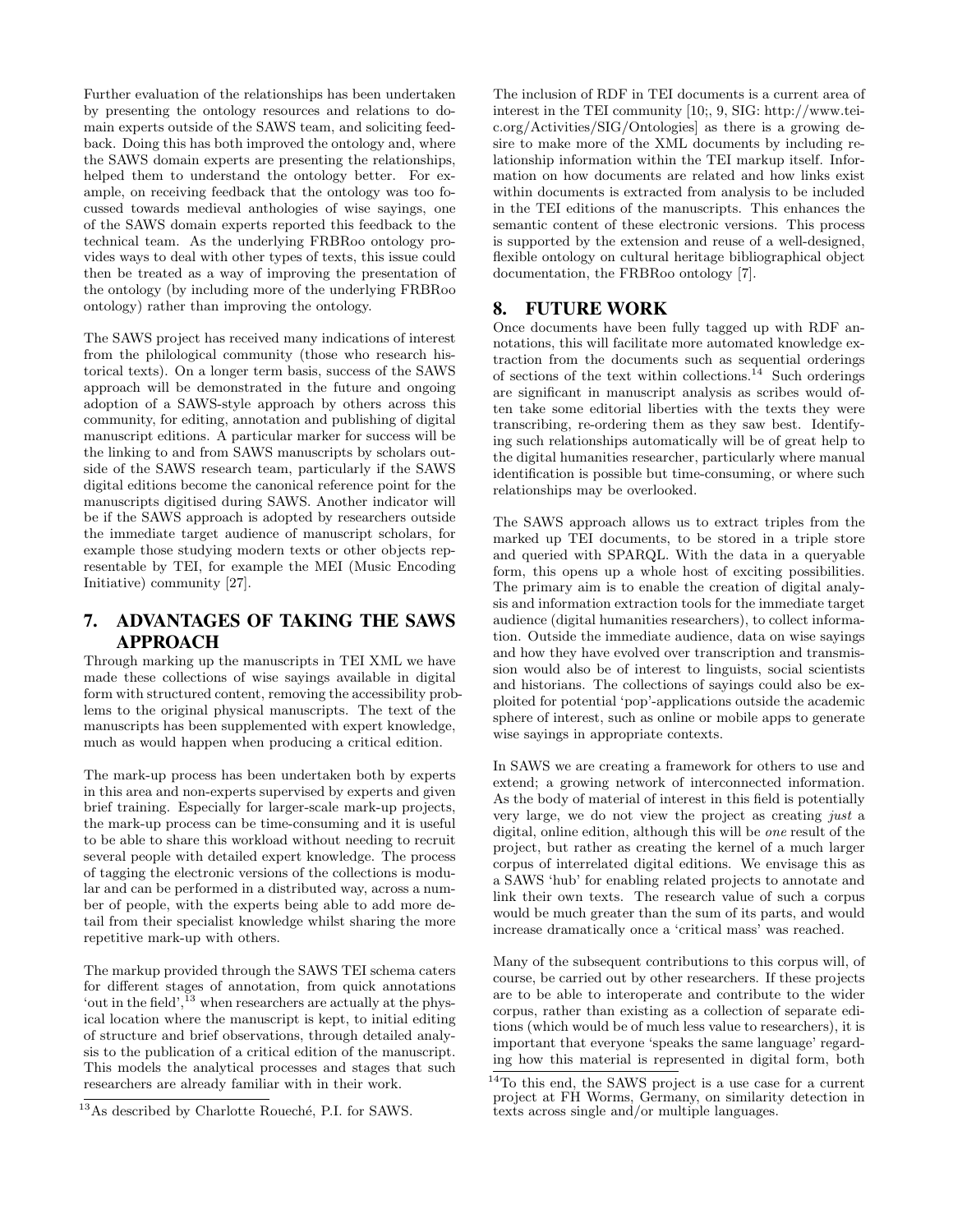Further evaluation of the relationships has been undertaken by presenting the ontology resources and relations to domain experts outside of the SAWS team, and soliciting feedback. Doing this has both improved the ontology and, where the SAWS domain experts are presenting the relationships, helped them to understand the ontology better. For example, on receiving feedback that the ontology was too focussed towards medieval anthologies of wise sayings, one of the SAWS domain experts reported this feedback to the technical team. As the underlying FRBRoo ontology provides ways to deal with other types of texts, this issue could then be treated as a way of improving the presentation of the ontology (by including more of the underlying FRBRoo ontology) rather than improving the ontology.

The SAWS project has received many indications of interest from the philological community (those who research historical texts). On a longer term basis, success of the SAWS approach will be demonstrated in the future and ongoing adoption of a SAWS-style approach by others across this community, for editing, annotation and publishing of digital manuscript editions. A particular marker for success will be the linking to and from SAWS manuscripts by scholars outside of the SAWS research team, particularly if the SAWS digital editions become the canonical reference point for the manuscripts digitised during SAWS. Another indicator will be if the SAWS approach is adopted by researchers outside the immediate target audience of manuscript scholars, for example those studying modern texts or other objects representable by TEI, for example the MEI (Music Encoding Initiative) community [27].

## 7. ADVANTAGES OF TAKING THE SAWS APPROACH

Through marking up the manuscripts in TEI XML we have made these collections of wise sayings available in digital form with structured content, removing the accessibility problems to the original physical manuscripts. The text of the manuscripts has been supplemented with expert knowledge, much as would happen when producing a critical edition.

The mark-up process has been undertaken both by experts in this area and non-experts supervised by experts and given brief training. Especially for larger-scale mark-up projects, the mark-up process can be time-consuming and it is useful to be able to share this workload without needing to recruit several people with detailed expert knowledge. The process of tagging the electronic versions of the collections is modular and can be performed in a distributed way, across a number of people, with the experts being able to add more detail from their specialist knowledge whilst sharing the more repetitive mark-up with others.

The markup provided through the SAWS TEI schema caters for different stages of annotation, from quick annotations 'out in the field',[13] when researchers are actually at the physical location where the manuscript is kept, to initial editing of structure and brief observations, through detailed analysis to the publication of a critical edition of the manuscript. This models the analytical processes and stages that such researchers are already familiar with in their work.

[13] As described by Charlotte Roueché, P.I. for SAWS.

The inclusion of RDF in TEI documents is a current area of interest in the TEI community [10;, 9, SIG: http://www.tei-c.org/Activities/SIG/Ontologies] as there is a growing desire to make more of the XML documents by including relationship information within the TEI markup itself. Information on how documents are related and how links exist within documents is extracted from analysis to be included in the TEI editions of the manuscripts. This enhances the semantic content of these electronic versions. This process is supported by the extension and reuse of a well-designed, flexible ontology on cultural heritage bibliographical object documentation, the FRBRoo ontology [7].

## 8. FUTURE WORK

Once documents have been fully tagged up with RDF annotations, this will facilitate more automated knowledge extraction from the documents such as sequential orderings of sections of the text within collections.[14] Such orderings are significant in manuscript analysis as scribes would often take some editorial liberties with the texts they were transcribing, re-ordering them as they saw best. Identifying such relationships automatically will be of great help to the digital humanities researcher, particularly where manual identification is possible but time-consuming, or where such relationships may be overlooked.

The SAWS approach allows us to extract triples from the marked up TEI documents, to be stored in a triple store and queried with SPARQL. With the data in a queryable form, this opens up a whole host of exciting possibilities. The primary aim is to enable the creation of digital analysis and information extraction tools for the immediate target audience (digital humanities researchers), to collect information. Outside the immediate audience, data on wise sayings and how they have evolved over transcription and transmission would also be of interest to linguists, social scientists and historians. The collections of sayings could also be exploited for potential 'pop'-applications outside the academic sphere of interest, such as online or mobile apps to generate wise sayings in appropriate contexts.

In SAWS we are creating a framework for others to use and extend; a growing network of interconnected information. As the body of material of interest in this field is potentially very large, we do not view the project as creating *just* a digital, online edition, although this will be *one* result of the project, but rather as creating the kernel of a much larger corpus of interrelated digital editions. We envisage this as a SAWS 'hub' for enabling related projects to annotate and link their own texts. The research value of such a corpus would be much greater than the sum of its parts, and would increase dramatically once a 'critical mass' was reached.

Many of the subsequent contributions to this corpus will, of course, be carried out by other researchers. If these projects are to be able to interoperate and contribute to the wider corpus, rather than existing as a collection of separate editions (which would be of much less value to researchers), it is important that everyone 'speaks the same language' regarding how this material is represented in digital form, both

[14] To this end, the SAWS project is a use case for a current project at FH Worms, Germany, on similarity detection in texts across single and/or multiple languages.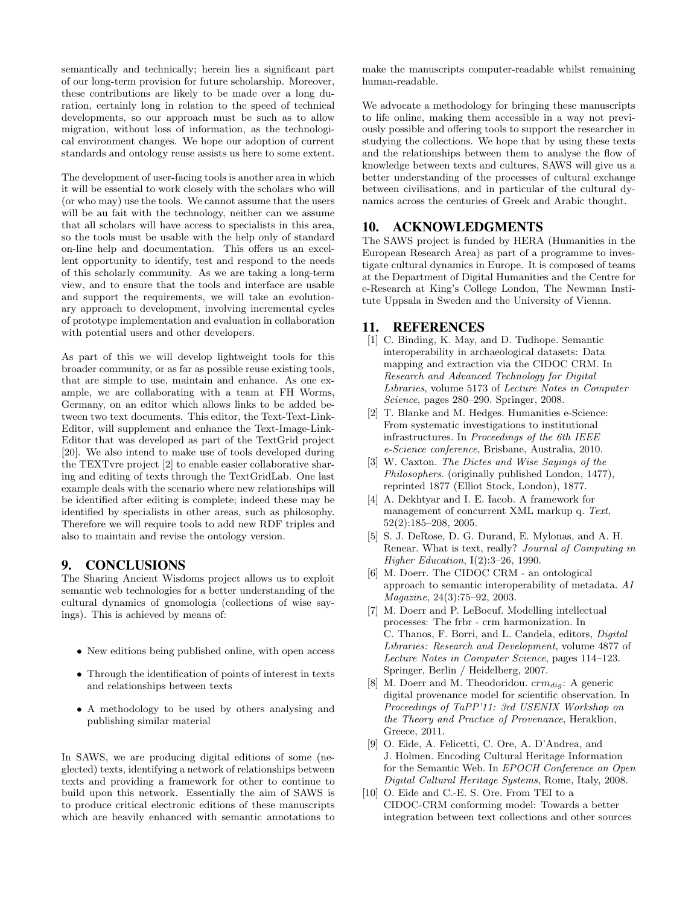semantically and technically; herein lies a significant part of our long-term provision for future scholarship. Moreover, these contributions are likely to be made over a long duration, certainly long in relation to the speed of technical developments, so our approach must be such as to allow migration, without loss of information, as the technological environment changes. We hope our adoption of current standards and ontology reuse assists us here to some extent.

The development of user-facing tools is another area in which it will be essential to work closely with the scholars who will (or who may) use the tools. We cannot assume that the users will be au fait with the technology, neither can we assume that all scholars will have access to specialists in this area, so the tools must be usable with the help only of standard on-line help and documentation. This offers us an excellent opportunity to identify, test and respond to the needs of this scholarly community. As we are taking a long-term view, and to ensure that the tools and interface are usable and support the requirements, we will take an evolutionary approach to development, involving incremental cycles of prototype implementation and evaluation in collaboration with potential users and other developers.

As part of this we will develop lightweight tools for this broader community, or as far as possible reuse existing tools, that are simple to use, maintain and enhance. As one example, we are collaborating with a team at FH Worms, Germany, on an editor which allows links to be added between two text documents. This editor, the Text-Text-Link-Editor, will supplement and enhance the Text-Image-Link-Editor that was developed as part of the TextGrid project [20]. We also intend to make use of tools developed during the TEXTvre project [2] to enable easier collaborative sharing and editing of texts through the TextGridLab. One last example deals with the scenario where new relationships will be identified after editing is complete; indeed these may be identified by specialists in other areas, such as philosophy. Therefore we will require tools to add new RDF triples and also to maintain and revise the ontology version.

## 9. CONCLUSIONS

The Sharing Ancient Wisdoms project allows us to exploit semantic web technologies for a better understanding of the cultural dynamics of gnomologia (collections of wise sayings). This is achieved by means of:

- New editions being published online, with open access
- Through the identification of points of interest in texts and relationships between texts
- A methodology to be used by others analysing and publishing similar material

In SAWS, we are producing digital editions of some (neglected) texts, identifying a network of relationships between texts and providing a framework for other to continue to build upon this network. Essentially the aim of SAWS is to produce critical electronic editions of these manuscripts which are heavily enhanced with semantic annotations to make the manuscripts computer-readable whilst remaining human-readable.

We advocate a methodology for bringing these manuscripts to life online, making them accessible in a way not previously possible and offering tools to support the researcher in studying the collections. We hope that by using these texts and the relationships between them to analyse the flow of knowledge between texts and cultures, SAWS will give us a better understanding of the processes of cultural exchange between civilisations, and in particular of the cultural dynamics across the centuries of Greek and Arabic thought.

## 10. ACKNOWLEDGMENTS

The SAWS project is funded by HERA (Humanities in the European Research Area) as part of a programme to investigate cultural dynamics in Europe. It is composed of teams at the Department of Digital Humanities and the Centre for e-Research at King's College London, The Newman Institute Uppsala in Sweden and the University of Vienna.

## 11. REFERENCES

[1] C. Binding, K. May, and D. Tudhope. Semantic interoperability in archaeological datasets: Data mapping and extraction via the CIDOC CRM. In *Research and Advanced Technology for Digital Libraries*, volume 5173 of *Lecture Notes in Computer Science*, pages 280–290. Springer, 2008.

[2] T. Blanke and M. Hedges. Humanities e-Science: From systematic investigations to institutional infrastructures. In *Proceedings of the 6th IEEE e-Science conference*, Brisbane, Australia, 2010.

[3] W. Caxton. *The Dictes and Wise Sayings of the Philosophers*. (originally published London, 1477), reprinted 1877 (Elliot Stock, London), 1877.

[4] A. Dekhtyar and I. E. Iacob. A framework for management of concurrent XML markup q. *Text*, 52(2):185–208, 2005.

[5] S. J. DeRose, D. G. Durand, E. Mylonas, and A. H. Renear. What is text, really? *Journal of Computing in Higher Education*, I(2):3–26, 1990.

[6] M. Doerr. The CIDOC CRM - an ontological approach to semantic interoperability of metadata. *AI Magazine*, 24(3):75–92, 2003.

[7] M. Doerr and P. LeBoeuf. Modelling intellectual processes: The frbr - crm harmonization. In C. Thanos, F. Borri, and L. Candela, editors, *Digital Libraries: Research and Development*, volume 4877 of *Lecture Notes in Computer Science*, pages 114–123. Springer, Berlin / Heidelberg, 2007.

[8] M. Doerr and M. Theodoridou. $crm_{dig}$: A generic digital provenance model for scientific observation. In *Proceedings of TaPP'11: 3rd USENIX Workshop on the Theory and Practice of Provenance*, Heraklion, Greece, 2011.

[9] O. Eide, A. Felicetti, C. Ore, A. D'Andrea, and J. Holmen. Encoding Cultural Heritage Information for the Semantic Web. In *EPOCH Conference on Open Digital Cultural Heritage Systems*, Rome, Italy, 2008.

[10] O. Eide and C.-E. S. Ore. From TEI to a CIDOC-CRM conforming model: Towards a better integration between text collections and other sources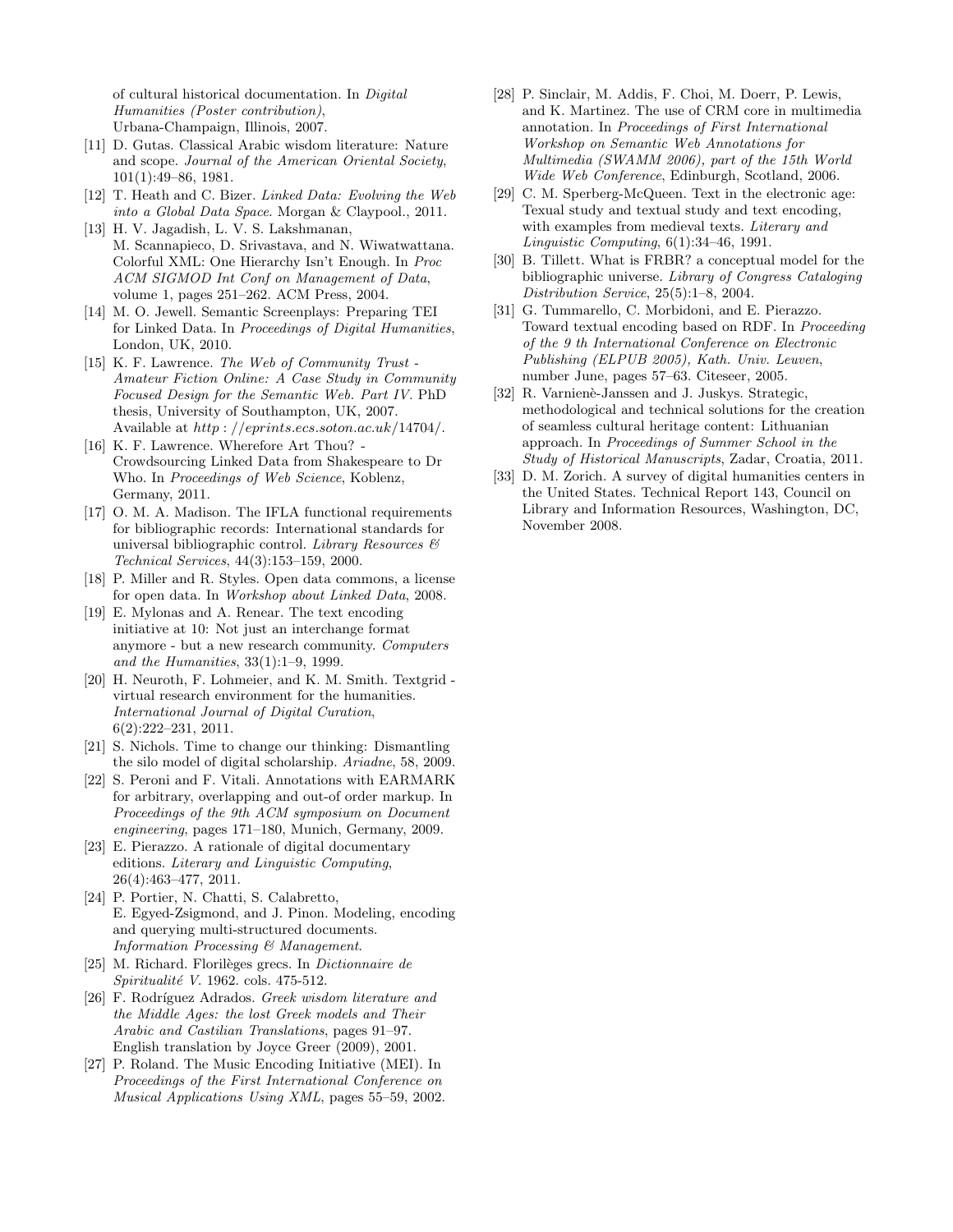of cultural historical documentation. In *Digital Humanities (Poster contribution)*, Urbana-Champaign, Illinois, 2007.

[11] D. Gutas. Classical Arabic wisdom literature: Nature and scope. *Journal of the American Oriental Society*, 101(1):49–86, 1981.

[12] T. Heath and C. Bizer. *Linked Data: Evolving the Web into a Global Data Space*. Morgan & Claypool., 2011.

[13] H. V. Jagadish, L. V. S. Lakshmanan, M. Scannapieco, D. Srivastava, and N. Wiwatwattana. Colorful XML: One Hierarchy Isn't Enough. In *Proc ACM SIGMOD Int Conf on Management of Data*, volume 1, pages 251–262. ACM Press, 2004.

[14] M. O. Jewell. Semantic Screenplays: Preparing TEI for Linked Data. In *Proceedings of Digital Humanities*, London, UK, 2010.

[15] K. F. Lawrence. *The Web of Community Trust - Amateur Fiction Online: A Case Study in Community Focused Design for the Semantic Web. Part IV*. PhD thesis, University of Southampton, UK, 2007. Available at *http : //eprints.ecs.soton.ac.uk/14704/*.

[16] K. F. Lawrence. Wherefore Art Thou? - Crowdsourcing Linked Data from Shakespeare to Dr Who. In *Proceedings of Web Science*, Koblenz, Germany, 2011.

[17] O. M. A. Madison. The IFLA functional requirements for bibliographic records: International standards for universal bibliographic control. *Library Resources & Technical Services*, 44(3):153–159, 2000.

[18] P. Miller and R. Styles. Open data commons, a license for open data. In *Workshop about Linked Data*, 2008.

[19] E. Mylonas and A. Renear. The text encoding initiative at 10: Not just an interchange format anymore - but a new research community. *Computers and the Humanities*, 33(1):1–9, 1999.

[20] H. Neuroth, F. Lohmeier, and K. M. Smith. Textgrid - virtual research environment for the humanities. *International Journal of Digital Curation*, 6(2):222–231, 2011.

[21] S. Nichols. Time to change our thinking: Dismantling the silo model of digital scholarship. *Ariadne*, 58, 2009.

[22] S. Peroni and F. Vitali. Annotations with EARMARK for arbitrary, overlapping and out-of order markup. In *Proceedings of the 9th ACM symposium on Document engineering*, pages 171–180, Munich, Germany, 2009.

[23] E. Pierazzo. A rationale of digital documentary editions. *Literary and Linguistic Computing*, 26(4):463–477, 2011.

[24] P. Portier, N. Chatti, S. Calabretto, E. Egyed-Zsigmond, and J. Pinon. Modeling, encoding and querying multi-structured documents. *Information Processing & Management*.

[25] M. Richard. Florilèges grecs. In *Dictionnaire de Spiritualité V*. 1962. cols. 475-512.

[26] F. Rodríguez Adrados. *Greek wisdom literature and the Middle Ages: the lost Greek models and Their Arabic and Castilian Translations*, pages 91–97. English translation by Joyce Greer (2009), 2001.

[27] P. Roland. The Music Encoding Initiative (MEI). In *Proceedings of the First International Conference on Musical Applications Using XML*, pages 55–59, 2002.

[28] P. Sinclair, M. Addis, F. Choi, M. Doerr, P. Lewis, and K. Martinez. The use of CRM core in multimedia annotation. In *Proceedings of First International Workshop on Semantic Web Annotations for Multimedia (SWAMM 2006), part of the 15th World Wide Web Conference*, Edinburgh, Scotland, 2006.

[29] C. M. Sperberg-McQueen. Text in the electronic age: Texual study and textual study and text encoding, with examples from medieval texts. *Literary and Linguistic Computing*, 6(1):34–46, 1991.

[30] B. Tillett. What is FRBR? a conceptual model for the bibliographic universe. *Library of Congress Cataloging Distribution Service*, 25(5):1–8, 2004.

[31] G. Tummarello, C. Morbidoni, and E. Pierazzo. Toward textual encoding based on RDF. In *Proceeding of the 9 th International Conference on Electronic Publishing (ELPUB 2005), Kath. Univ. Leuven*, number June, pages 57–63. Citeseer, 2005.

[32] R. Varnienė-Janssen and J. Juskys. Strategic, methodological and technical solutions for the creation of seamless cultural heritage content: Lithuanian approach. In *Proceedings of Summer School in the Study of Historical Manuscripts*, Zadar, Croatia, 2011.

[33] D. M. Zorich. A survey of digital humanities centers in the United States. Technical Report 143, Council on Library and Information Resources, Washington, DC, November 2008.